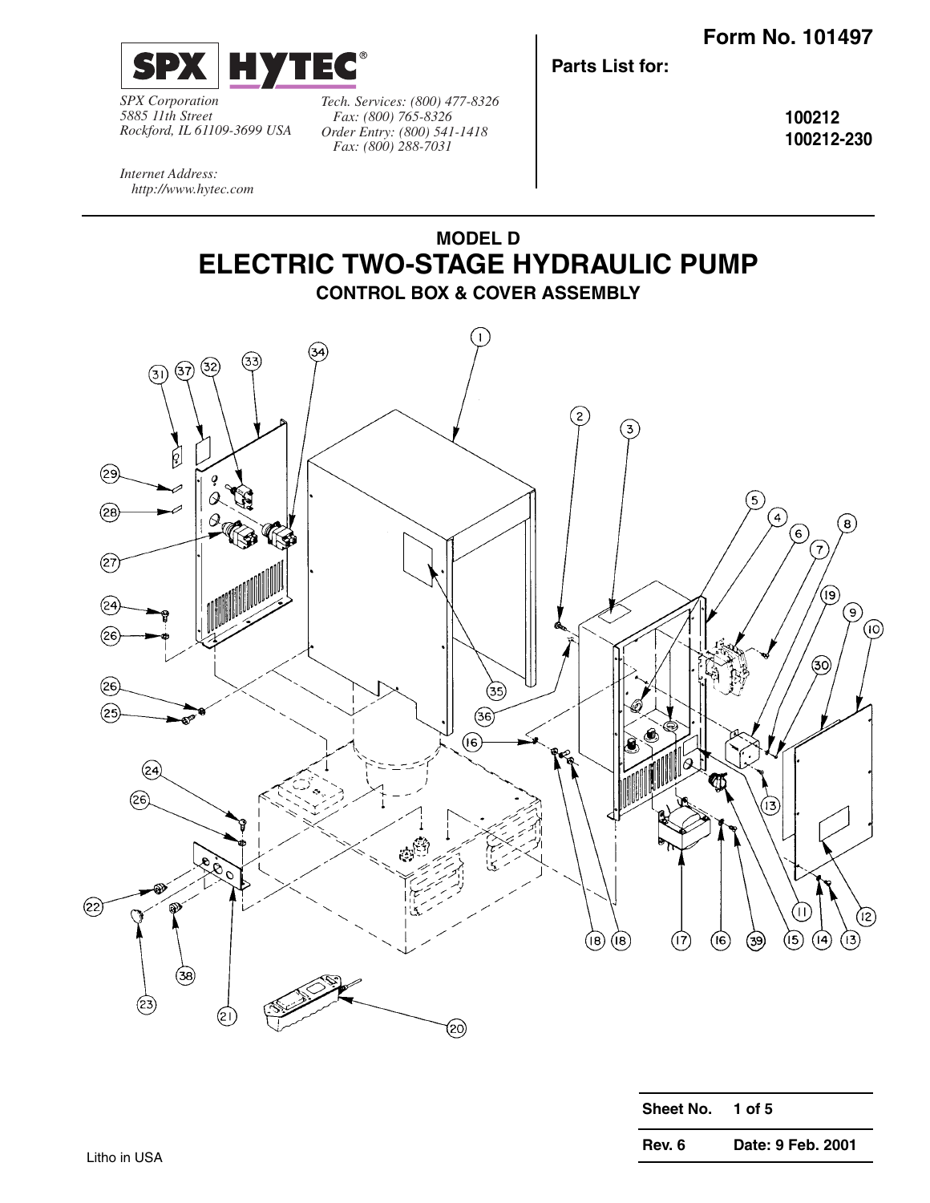**Form No. 101497**

**SPX HYTEC®**

*SPX Corporation*
*5885 11th Street*
*Rockford, IL 61109-3699 USA*

*Tech. Services: (800) 477-8326*
*Fax: (800) 765-8326*
*Order Entry: (800) 541-1418*
*Fax: (800) 288-7031*

*Internet Address:*
*http://www.hytec.com*

**Parts List for:**

**100212**
**100212-230**

## MODEL D
# ELECTRIC TWO-STAGE HYDRAULIC PUMP
### CONTROL BOX & COVER ASSEMBLY

| | |
|---|---|
| **Sheet No.** | **1 of 5** |
| **Rev. 6** | **Date: 9 Feb. 2001** |

Litho in USA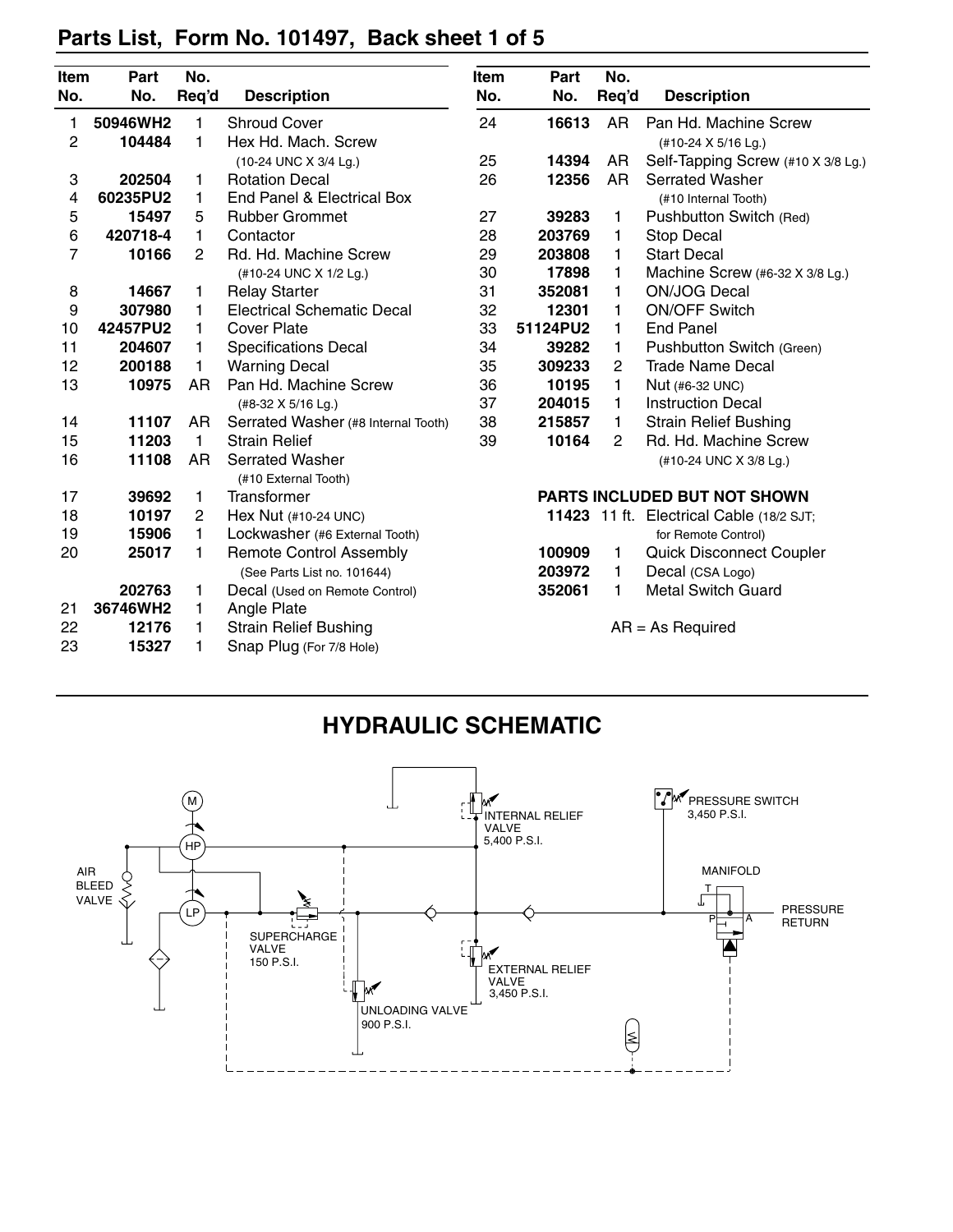## Parts List, Form No. 101497, Back sheet 1 of 5

| Item No. | Part No. | No. Req'd | Description |
|---|---|---|---|
| 1 | **50946WH2** | 1 | Shroud Cover |
| 2 | **104484** | 1 | Hex Hd. Mach. Screw (10-24 UNC X 3/4 Lg.) |
| 3 | **202504** | 1 | Rotation Decal |
| 4 | **60235PU2** | 1 | End Panel & Electrical Box |
| 5 | **15497** | 5 | Rubber Grommet |
| 6 | **420718-4** | 1 | Contactor |
| 7 | **10166** | 2 | Rd. Hd. Machine Screw (#10-24 UNC X 1/2 Lg.) |
| 8 | **14667** | 1 | Relay Starter |
| 9 | **307980** | 1 | Electrical Schematic Decal |
| 10 | **42457PU2** | 1 | Cover Plate |
| 11 | **204607** | 1 | Specifications Decal |
| 12 | **200188** | 1 | Warning Decal |
| 13 | **10975** | AR | Pan Hd. Machine Screw (#8-32 X 5/16 Lg.) |
| 14 | **11107** | AR | Serrated Washer (#8 Internal Tooth) |
| 15 | **11203** | 1 | Strain Relief |
| 16 | **11108** | AR | Serrated Washer (#10 External Tooth) |
| 17 | **39692** | 1 | Transformer |
| 18 | **10197** | 2 | Hex Nut (#10-24 UNC) |
| 19 | **15906** | 1 | Lockwasher (#6 External Tooth) |
| 20 | **25017** | 1 | Remote Control Assembly (See Parts List no. 101644) |
| | **202763** | 1 | Decal (Used on Remote Control) |
| 21 | **36746WH2** | 1 | Angle Plate |
| 22 | **12176** | 1 | Strain Relief Bushing |
| 23 | **15327** | 1 | Snap Plug (For 7/8 Hole) |
| 24 | **16613** | AR | Pan Hd. Machine Screw (#10-24 X 5/16 Lg.) |
| 25 | **14394** | AR | Self-Tapping Screw (#10 X 3/8 Lg.) |
| 26 | **12356** | AR | Serrated Washer (#10 Internal Tooth) |
| 27 | **39283** | 1 | Pushbutton Switch (Red) |
| 28 | **203769** | 1 | Stop Decal |
| 29 | **203808** | 1 | Start Decal |
| 30 | **17898** | 1 | Machine Screw (#6-32 X 3/8 Lg.) |
| 31 | **352081** | 1 | ON/JOG Decal |
| 32 | **12301** | 1 | ON/OFF Switch |
| 33 | **51124PU2** | 1 | End Panel |
| 34 | **39282** | 1 | Pushbutton Switch (Green) |
| 35 | **309233** | 2 | Trade Name Decal |
| 36 | **10195** | 1 | Nut (#6-32 UNC) |
| 37 | **204015** | 1 | Instruction Decal |
| 38 | **215857** | 1 | Strain Relief Bushing |
| 39 | **10164** | 2 | Rd. Hd. Machine Screw (#10-24 UNC X 3/8 Lg.) |

**PARTS INCLUDED BUT NOT SHOWN**

| Part No. | No. Req'd | Description |
|---|---|---|
| **11423** | 11 ft. | Electrical Cable (18/2 SJT; for Remote Control) |
| **100909** | 1 | Quick Disconnect Coupler |
| **203972** | 1 | Decal (CSA Logo) |
| **352061** | 1 | Metal Switch Guard |

AR = As Required

## HYDRAULIC SCHEMATIC

M

HP

LP

AIR BLEED VALVE

SUPERCHARGE VALVE 150 P.S.I.

UNLOADING VALVE 900 P.S.I.

INTERNAL RELIEF VALVE 5,400 P.S.I.

EXTERNAL RELIEF VALVE 3,450 P.S.I.

PRESSURE SWITCH 3,450 P.S.I.

MANIFOLD

T P A

PRESSURE RETURN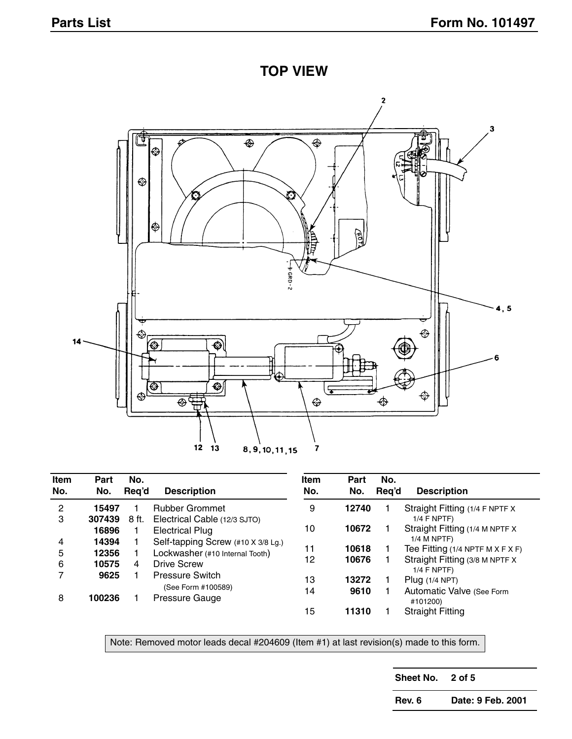## TOP VIEW

| Item No. | Part No. | No. Req'd | Description |
|---|---|---|---|
| 2 | **15497** | 1 | Rubber Grommet |
| 3 | **307439** | 8 ft. | Electrical Cable (12/3 SJTO) |
| | **16896** | 1 | Electrical Plug |
| 4 | **14394** | 1 | Self-tapping Screw (#10 X 3/8 Lg.) |
| 5 | **12356** | 1 | Lockwasher (#10 Internal Tooth) |
| 6 | **10575** | 4 | Drive Screw |
| 7 | **9625** | 1 | Pressure Switch (See Form #100589) |
| 8 | **100236** | 1 | Pressure Gauge |
| 9 | **12740** | 1 | Straight Fitting (1/4 F NPTF X 1/4 F NPTF) |
| 10 | **10672** | 1 | Straight Fitting (1/4 M NPTF X 1/4 M NPTF) |
| 11 | **10618** | 1 | Tee Fitting (1/4 NPTF M X F X F) |
| 12 | **10676** | 1 | Straight Fitting (3/8 M NPTF X 1/4 F NPTF) |
| 13 | **13272** | 1 | Plug (1/4 NPT) |
| 14 | **9610** | 1 | Automatic Valve (See Form #101200) |
| 15 | **11310** | 1 | Straight Fitting |

Note: Removed motor leads decal #204609 (Item #1) at last revision(s) made to this form.

| Sheet No. | 2 of 5 |
|---|---|
| Rev. 6 | Date: 9 Feb. 2001 |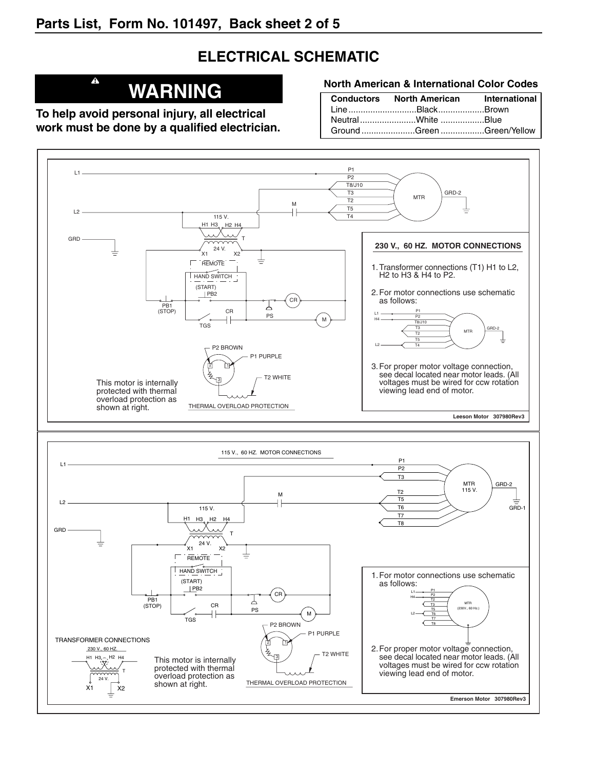## ELECTRICAL SCHEMATIC

### ⚠ WARNING

**To help avoid personal injury, all electrical work must be done by a qualified electrician.**

**North American & International Color Codes**

| Conductors | North American | International |
|---|---|---|
| Line | Black | Brown |
| Neutral | White | Blue |
| Ground | Green | Green/Yellow |

L1 P1 P2 T8/J10 T3 T2 T5 T4 MTR GRD-2 M L2 115 V. H1 H3 H2 H4 GRD T 24 V. X1 X2 REMOTE HAND SWITCH (START) PB2 PB1 (STOP) CR PS CR TGS M P2 BROWN P1 PURPLE T2 WHITE THERMAL OVERLOAD PROTECTION

This motor is internally protected with thermal overload protection as shown at right.

**230 V., 60 HZ. MOTOR CONNECTIONS**

1. Transformer connections (T1) H1 to L2, H2 to H3 & H4 to P2.
2. For motor connections use schematic as follows:
3. For proper motor voltage connection, see decal located near motor leads. (All voltages must be wired for ccw rotation viewing lead end of motor.

Leeson Motor 307980Rev3

115 V., 60 HZ. MOTOR CONNECTIONS

L1 P1 P2 T3 MTR 115 V. GRD-2 M L2 T2 T5 T6 T7 T8 GRD-1 115 V. H1 H3 H2 H4 GRD T 24 V. X1 X2 REMOTE HAND SWITCH (START) PB2 PB1 (STOP) CR PS CR TGS M P2 BROWN P1 PURPLE T2 WHITE THERMAL OVERLOAD PROTECTION

TRANSFORMER CONNECTIONS
230 V., 60 HZ.
H1 H3 H2 H4 T 24 V. X1 X2

This motor is internally protected with thermal overload protection as shown at right.

1. For motor connections use schematic as follows:
2. For proper motor voltage connection, see decal located near motor leads. (All voltages must be wired for ccw rotation viewing lead end of motor.

Emerson Motor 307980Rev3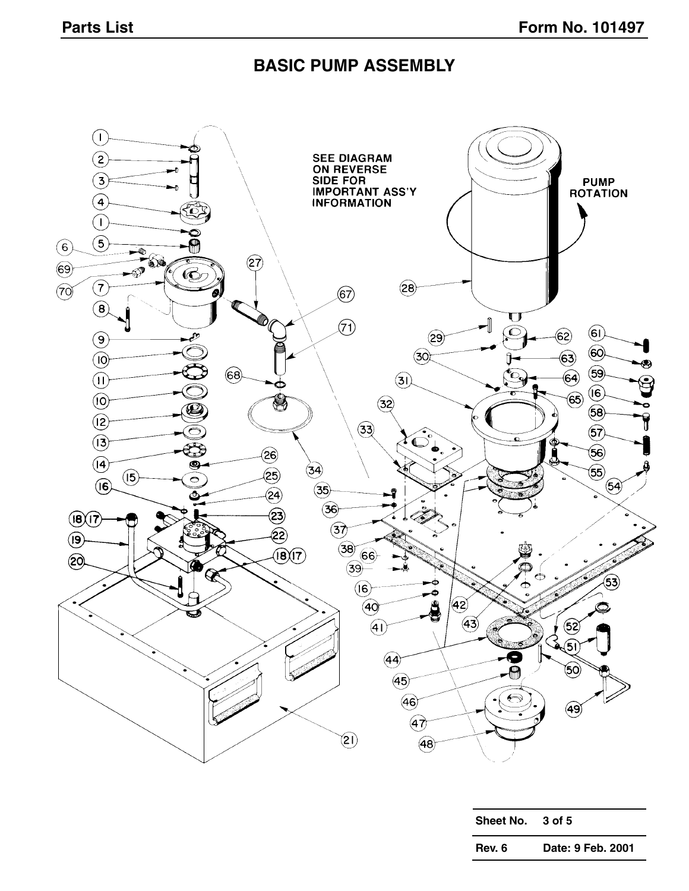# BASIC PUMP ASSEMBLY

SEE DIAGRAM ON REVERSE SIDE FOR IMPORTANT ASS'Y INFORMATION

PUMP ROTATION

| Sheet No. | 3 of 5 |
|---|---|
| Rev. 6 | Date: 9 Feb. 2001 |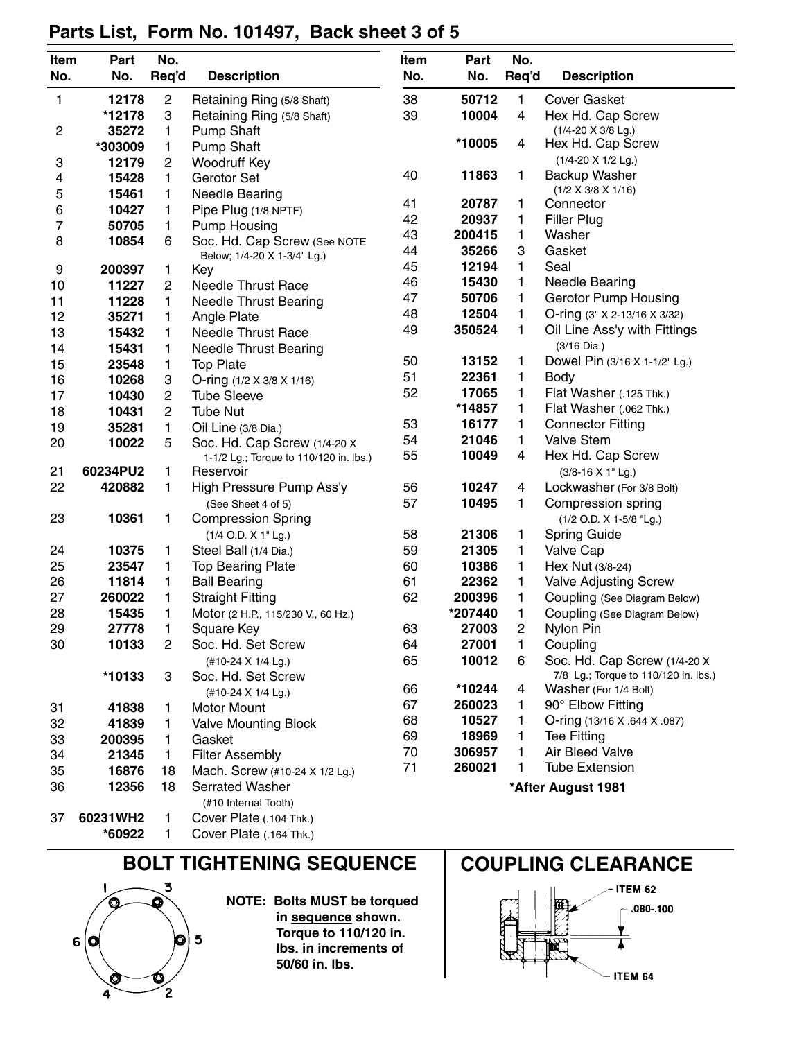## Parts List, Form No. 101497, Back sheet 3 of 5

| Item No. | Part No. | No. Req'd | Description |
|---|---|---|---|
| 1 | 12178 | 2 | Retaining Ring (5/8 Shaft) |
| | *12178 | 3 | Retaining Ring (5/8 Shaft) |
| 2 | 35272 | 1 | Pump Shaft |
| | *303009 | 1 | Pump Shaft |
| 3 | 12179 | 2 | Woodruff Key |
| 4 | 15428 | 1 | Gerotor Set |
| 5 | 15461 | 1 | Needle Bearing |
| 6 | 10427 | 1 | Pipe Plug (1/8 NPTF) |
| 7 | 50705 | 1 | Pump Housing |
| 8 | 10854 | 6 | Soc. Hd. Cap Screw (See NOTE Below; 1/4-20 X 1-3/4" Lg.) |
| 9 | 200397 | 1 | Key |
| 10 | 11227 | 2 | Needle Thrust Race |
| 11 | 11228 | 1 | Needle Thrust Bearing |
| 12 | 35271 | 1 | Angle Plate |
| 13 | 15432 | 1 | Needle Thrust Race |
| 14 | 15431 | 1 | Needle Thrust Bearing |
| 15 | 23548 | 1 | Top Plate |
| 16 | 10268 | 3 | O-ring (1/2 X 3/8 X 1/16) |
| 17 | 10430 | 2 | Tube Sleeve |
| 18 | 10431 | 2 | Tube Nut |
| 19 | 35281 | 1 | Oil Line (3/8 Dia.) |
| 20 | 10022 | 5 | Soc. Hd. Cap Screw (1/4-20 X 1-1/2 Lg.; Torque to 110/120 in. lbs.) |
| 21 | 60234PU2 | 1 | Reservoir |
| 22 | 420882 | 1 | High Pressure Pump Ass'y (See Sheet 4 of 5) |
| 23 | 10361 | 1 | Compression Spring (1/4 O.D. X 1" Lg.) |
| 24 | 10375 | 1 | Steel Ball (1/4 Dia.) |
| 25 | 23547 | 1 | Top Bearing Plate |
| 26 | 11814 | 1 | Ball Bearing |
| 27 | 260022 | 1 | Straight Fitting |
| 28 | 15435 | 1 | Motor (2 H.P., 115/230 V., 60 Hz.) |
| 29 | 27778 | 1 | Square Key |
| 30 | 10133 | 2 | Soc. Hd. Set Screw (#10-24 X 1/4 Lg.) |
| | *10133 | 3 | Soc. Hd. Set Screw (#10-24 X 1/4 Lg.) |
| 31 | 41838 | 1 | Motor Mount |
| 32 | 41839 | 1 | Valve Mounting Block |
| 33 | 200395 | 1 | Gasket |
| 34 | 21345 | 1 | Filter Assembly |
| 35 | 16876 | 18 | Mach. Screw (#10-24 X 1/2 Lg.) |
| 36 | 12356 | 18 | Serrated Washer (#10 Internal Tooth) |
| 37 | 60231WH2 | 1 | Cover Plate (.104 Thk.) |
| | *60922 | 1 | Cover Plate (.164 Thk.) |
| 38 | 50712 | 1 | Cover Gasket |
| 39 | 10004 | 4 | Hex Hd. Cap Screw (1/4-20 X 3/8 Lg.) |
| | *10005 | 4 | Hex Hd. Cap Screw (1/4-20 X 1/2 Lg.) |
| 40 | 11863 | 1 | Backup Washer (1/2 X 3/8 X 1/16) |
| 41 | 20787 | 1 | Connector |
| 42 | 20937 | 1 | Filler Plug |
| 43 | 200415 | 1 | Washer |
| 44 | 35266 | 3 | Gasket |
| 45 | 12194 | 1 | Seal |
| 46 | 15430 | 1 | Needle Bearing |
| 47 | 50706 | 1 | Gerotor Pump Housing |
| 48 | 12504 | 1 | O-ring (3" X 2-13/16 X 3/32) |
| 49 | 350524 | 1 | Oil Line Ass'y with Fittings (3/16 Dia.) |
| 50 | 13152 | 1 | Dowel Pin (3/16 X 1-1/2" Lg.) |
| 51 | 22361 | 1 | Body |
| 52 | 17065 | 1 | Flat Washer (.125 Thk.) |
| | *14857 | 1 | Flat Washer (.062 Thk.) |
| 53 | 16177 | 1 | Connector Fitting |
| 54 | 21046 | 1 | Valve Stem |
| 55 | 10049 | 4 | Hex Hd. Cap Screw (3/8-16 X 1" Lg.) |
| 56 | 10247 | 4 | Lockwasher (For 3/8 Bolt) |
| 57 | 10495 | 1 | Compression spring (1/2 O.D. X 1-5/8 "Lg.) |
| 58 | 21306 | 1 | Spring Guide |
| 59 | 21305 | 1 | Valve Cap |
| 60 | 10386 | 1 | Hex Nut (3/8-24) |
| 61 | 22362 | 1 | Valve Adjusting Screw |
| 62 | 200396 | 1 | Coupling (See Diagram Below) |
| | *207440 | 1 | Coupling (See Diagram Below) |
| 63 | 27003 | 2 | Nylon Pin |
| 64 | 27001 | 1 | Coupling |
| 65 | 10012 | 6 | Soc. Hd. Cap Screw (1/4-20 X 7/8 Lg.; Torque to 110/120 in. lbs.) |
| 66 | *10244 | 4 | Washer (For 1/4 Bolt) |
| 67 | 260023 | 1 | 90° Elbow Fitting |
| 68 | 10527 | 1 | O-ring (13/16 X .644 X .087) |
| 69 | 18969 | 1 | Tee Fitting |
| 70 | 306957 | 1 | Air Bleed Valve |
| 71 | 260021 | 1 | Tube Extension |

***After August 1981**

## BOLT TIGHTENING SEQUENCE

1, 3, 5, 2, 4, 6

**NOTE: Bolts MUST be torqued in sequence shown. Torque to 110/120 in. lbs. in increments of 50/60 in. lbs.**

## COUPLING CLEARANCE

ITEM 62

.080-.100

ITEM 64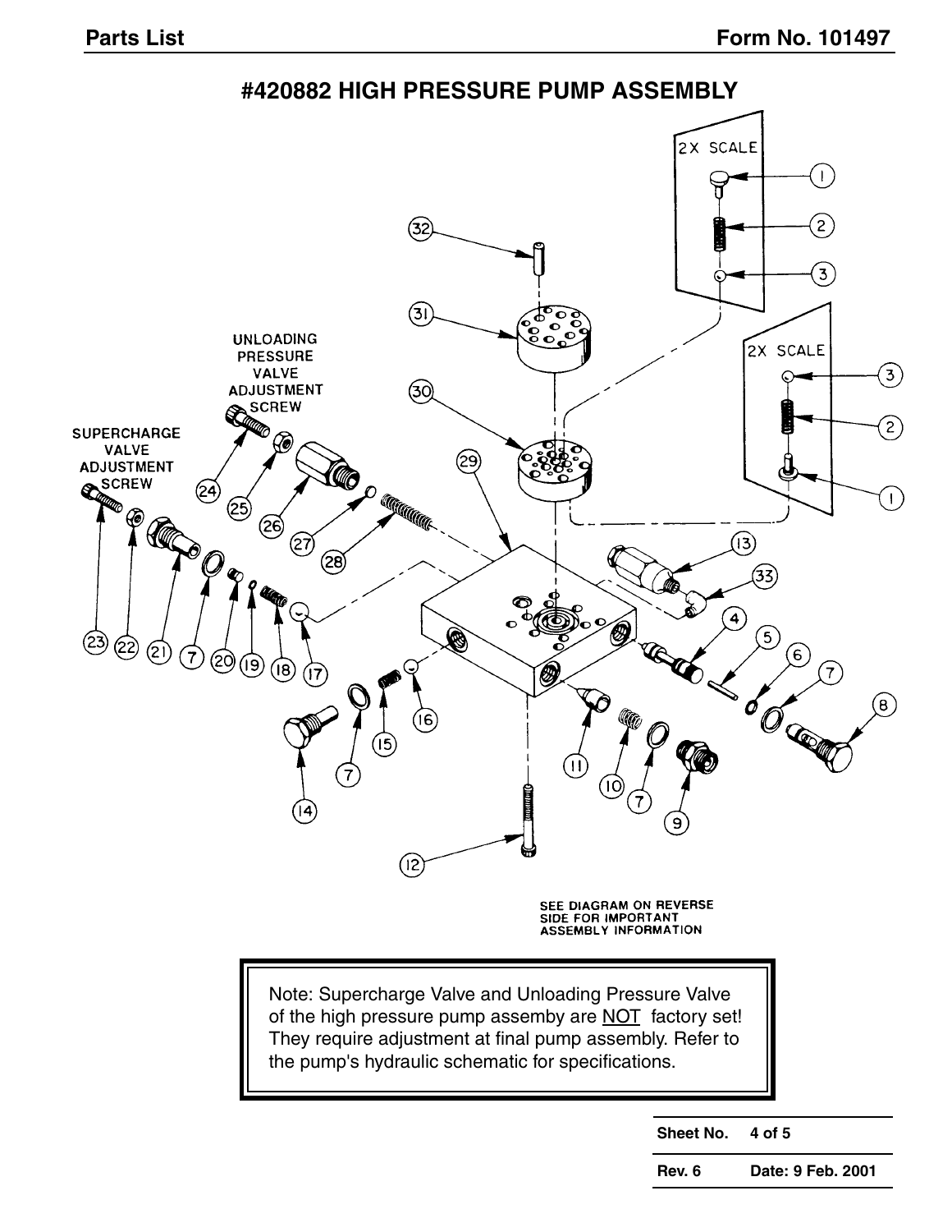# #420882 HIGH PRESSURE PUMP ASSEMBLY

2X SCALE

UNLOADING PRESSURE VALVE ADJUSTMENT SCREW

SUPERCHARGE VALVE ADJUSTMENT SCREW

SEE DIAGRAM ON REVERSE SIDE FOR IMPORTANT ASSEMBLY INFORMATION

> Note: Supercharge Valve and Unloading Pressure Valve of the high pressure pump assemby are NOT factory set! They require adjustment at final pump assembly. Refer to the pump's hydraulic schematic for specifications.

| Sheet No. | 4 of 5 |
|---|---|
| Rev. 6 | Date: 9 Feb. 2001 |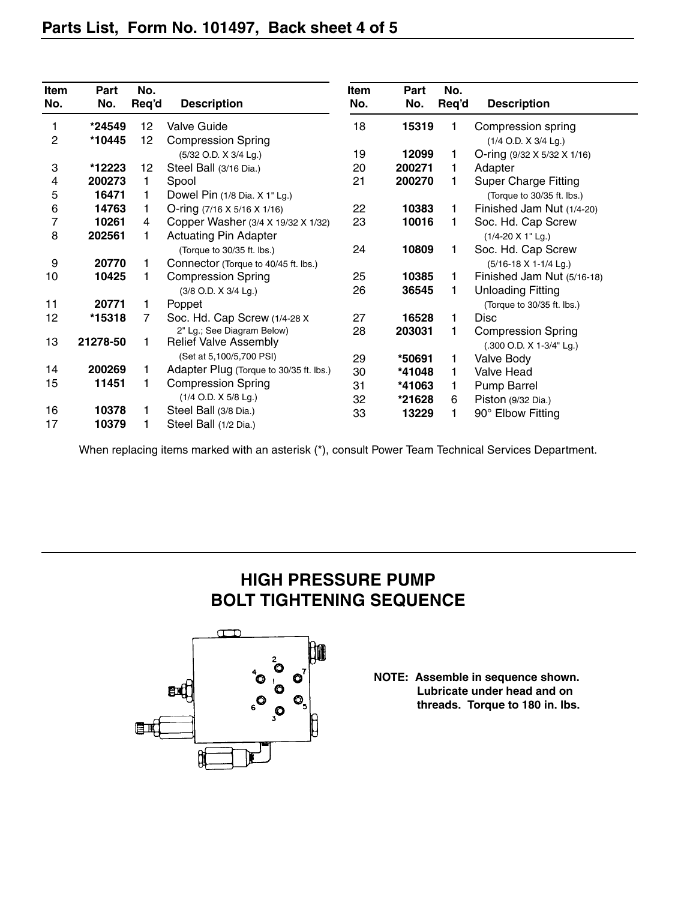## Parts List, Form No. 101497, Back sheet 4 of 5

| Item No. | Part No. | No. Req'd | Description |
|---|---|---|---|
| 1 | *24549 | 12 | Valve Guide |
| 2 | *10445 | 12 | Compression Spring (5/32 O.D. X 3/4 Lg.) |
| 3 | *12223 | 12 | Steel Ball (3/16 Dia.) |
| 4 | 200273 | 1 | Spool |
| 5 | 16471 | 1 | Dowel Pin (1/8 Dia. X 1" Lg.) |
| 6 | 14763 | 1 | O-ring (7/16 X 5/16 X 1/16) |
| 7 | 10261 | 4 | Copper Washer (3/4 X 19/32 X 1/32) |
| 8 | 202561 | 1 | Actuating Pin Adapter (Torque to 30/35 ft. lbs.) |
| 9 | 20770 | 1 | Connector (Torque to 40/45 ft. lbs.) |
| 10 | 10425 | 1 | Compression Spring (3/8 O.D. X 3/4 Lg.) |
| 11 | 20771 | 1 | Poppet |
| 12 | *15318 | 7 | Soc. Hd. Cap Screw (1/4-28 X 2" Lg.; See Diagram Below) |
| 13 | 21278-50 | 1 | Relief Valve Assembly (Set at 5,100/5,700 PSI) |
| 14 | 200269 | 1 | Adapter Plug (Torque to 30/35 ft. lbs.) |
| 15 | 11451 | 1 | Compression Spring (1/4 O.D. X 5/8 Lg.) |
| 16 | 10378 | 1 | Steel Ball (3/8 Dia.) |
| 17 | 10379 | 1 | Steel Ball (1/2 Dia.) |
| 18 | 15319 | 1 | Compression spring (1/4 O.D. X 3/4 Lg.) |
| 19 | 12099 | 1 | O-ring (9/32 X 5/32 X 1/16) |
| 20 | 200271 | 1 | Adapter |
| 21 | 200270 | 1 | Super Charge Fitting (Torque to 30/35 ft. lbs.) |
| 22 | 10383 | 1 | Finished Jam Nut (1/4-20) |
| 23 | 10016 | 1 | Soc. Hd. Cap Screw (1/4-20 X 1" Lg.) |
| 24 | 10809 | 1 | Soc. Hd. Cap Screw (5/16-18 X 1-1/4 Lg.) |
| 25 | 10385 | 1 | Finished Jam Nut (5/16-18) |
| 26 | 36545 | 1 | Unloading Fitting (Torque to 30/35 ft. lbs.) |
| 27 | 16528 | 1 | Disc |
| 28 | 203031 | 1 | Compression Spring (.300 O.D. X 1-3/4" Lg.) |
| 29 | *50691 | 1 | Valve Body |
| 30 | *41048 | 1 | Valve Head |
| 31 | *41063 | 1 | Pump Barrel |
| 32 | *21628 | 6 | Piston (9/32 Dia.) |
| 33 | 13229 | 1 | 90° Elbow Fitting |

When replacing items marked with an asterisk (*), consult Power Team Technical Services Department.

## HIGH PRESSURE PUMP BOLT TIGHTENING SEQUENCE

**NOTE: Assemble in sequence shown. Lubricate under head and on threads. Torque to 180 in. lbs.**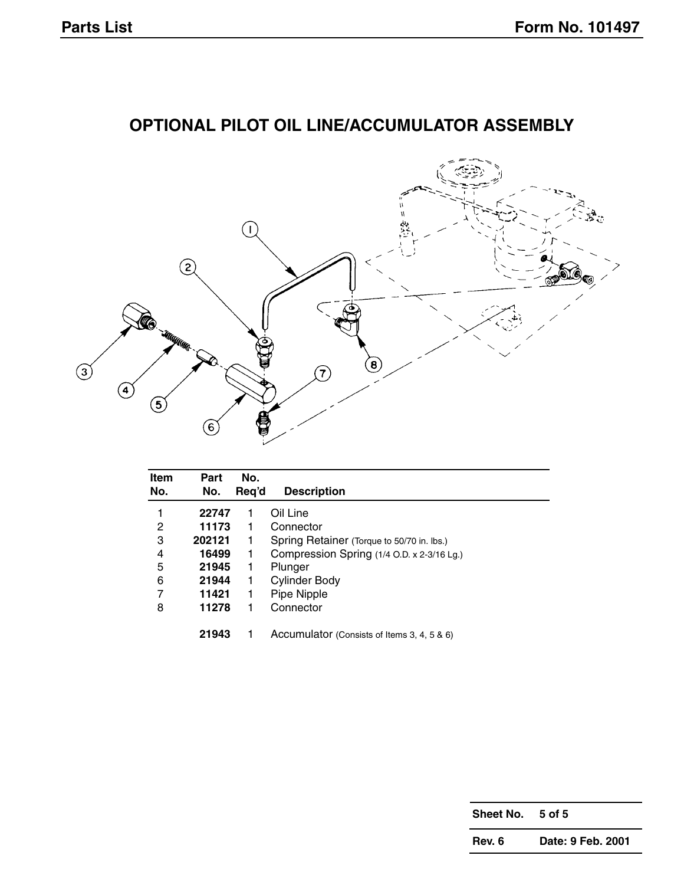# OPTIONAL PILOT OIL LINE/ACCUMULATOR ASSEMBLY

1
2
3
4
5
6
7
8

| Item No. | Part No. | No. Req'd | Description |
|---|---|---|---|
| 1 | **22747** | 1 | Oil Line |
| 2 | **11173** | 1 | Connector |
| 3 | **202121** | 1 | Spring Retainer (Torque to 50/70 in. lbs.) |
| 4 | **16499** | 1 | Compression Spring (1/4 O.D. x 2-3/16 Lg.) |
| 5 | **21945** | 1 | Plunger |
| 6 | **21944** | 1 | Cylinder Body |
| 7 | **11421** | 1 | Pipe Nipple |
| 8 | **11278** | 1 | Connector |
| | **21943** | 1 | Accumulator (Consists of Items 3, 4, 5 & 6) |

| | |
|---|---|
| **Sheet No.** | **5 of 5** |
| **Rev. 6** | **Date: 9 Feb. 2001** |